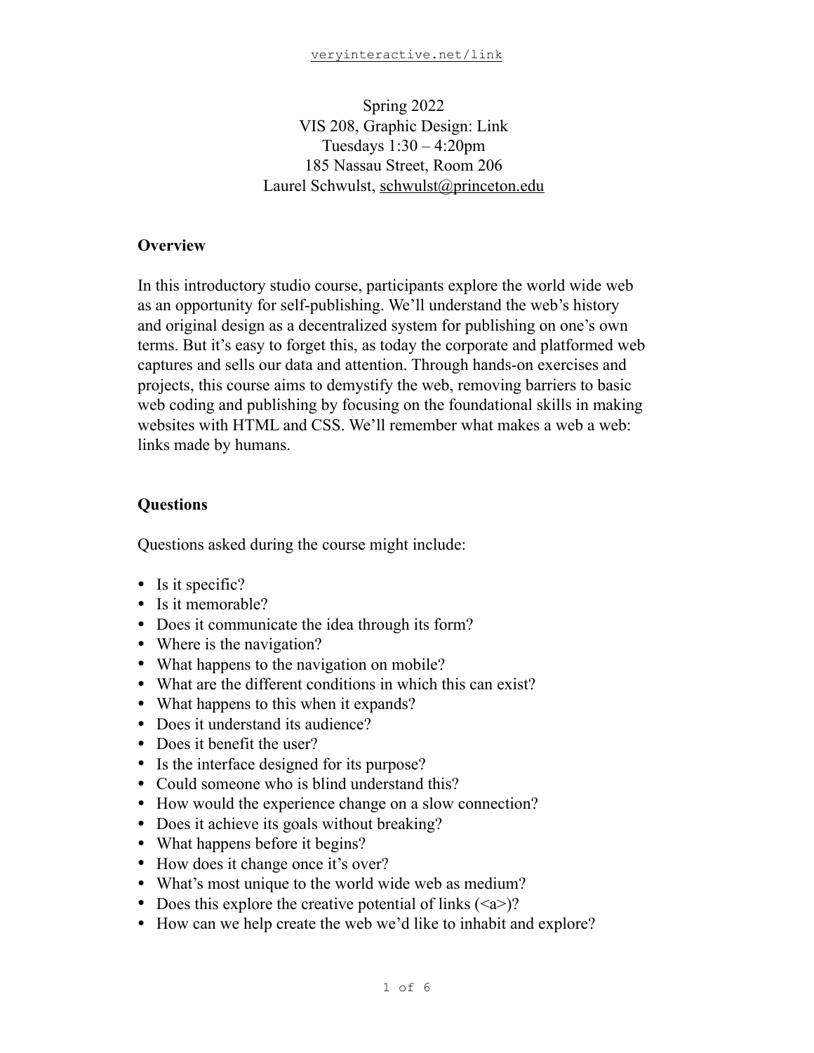Spring 2022
VIS 208, Graphic Design: Link
Tuesdays 1:30 – 4:20pm
185 Nassau Street, Room 206
Laurel Schwulst, schwulst@princeton.edu

**Overview**

In this introductory studio course, participants explore the world wide web as an opportunity for self-publishing. We'll understand the web's history and original design as a decentralized system for publishing on one's own terms. But it's easy to forget this, as today the corporate and platformed web captures and sells our data and attention. Through hands-on exercises and projects, this course aims to demystify the web, removing barriers to basic web coding and publishing by focusing on the foundational skills in making websites with HTML and CSS. We'll remember what makes a web a web: links made by humans.

**Questions**

Questions asked during the course might include:

- Is it specific?
- Is it memorable?
- Does it communicate the idea through its form?
- Where is the navigation?
- What happens to the navigation on mobile?
- What are the different conditions in which this can exist?
- What happens to this when it expands?
- Does it understand its audience?
- Does it benefit the user?
- Is the interface designed for its purpose?
- Could someone who is blind understand this?
- How would the experience change on a slow connection?
- Does it achieve its goals without breaking?
- What happens before it begins?
- How does it change once it's over?
- What's most unique to the world wide web as medium?
- Does this explore the creative potential of links (<a>)?
- How can we help create the web we'd like to inhabit and explore?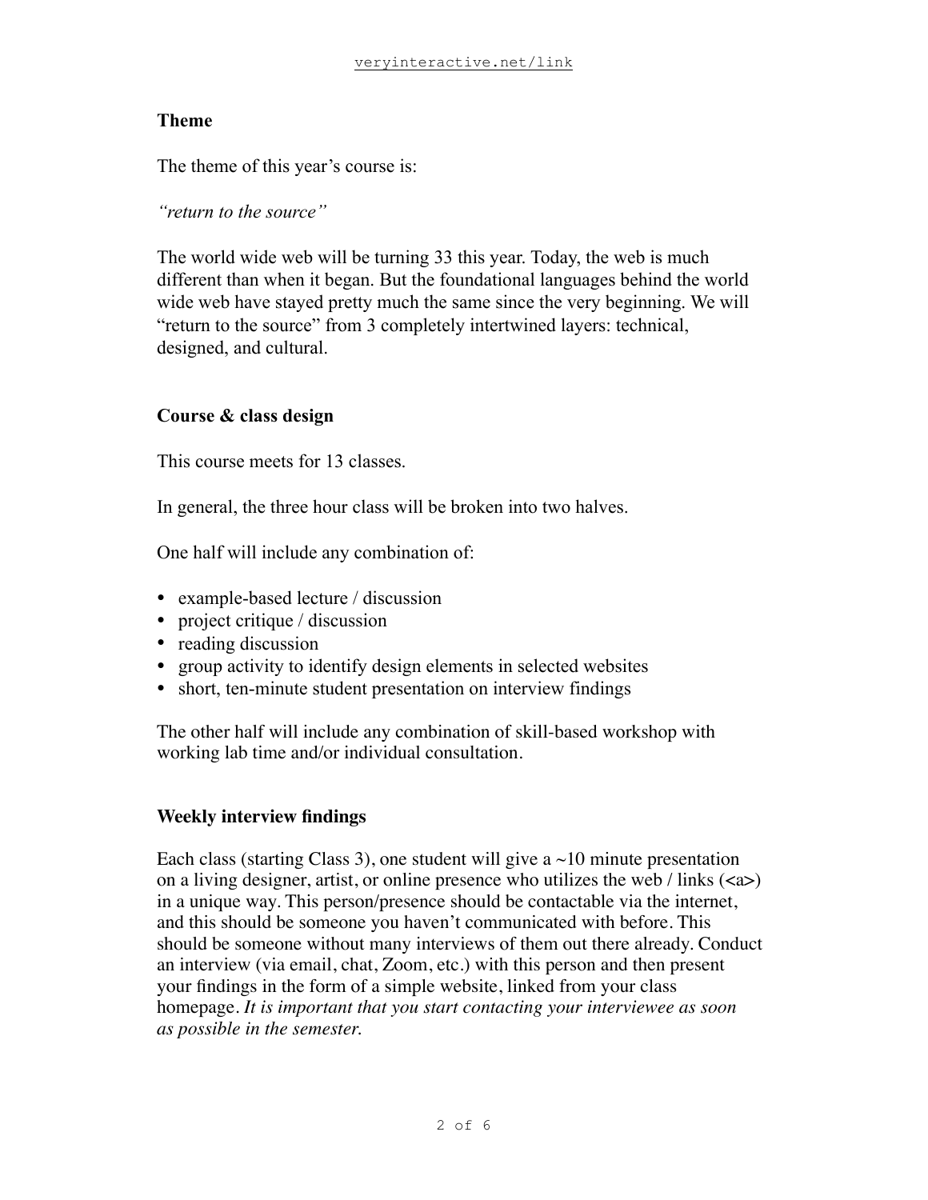## Theme

The theme of this year's course is:

*"return to the source"*

The world wide web will be turning 33 this year. Today, the web is much different than when it began. But the foundational languages behind the world wide web have stayed pretty much the same since the very beginning. We will "return to the source" from 3 completely intertwined layers: technical, designed, and cultural.

## Course & class design

This course meets for 13 classes.

In general, the three hour class will be broken into two halves.

One half will include any combination of:

- example-based lecture / discussion
- project critique / discussion
- reading discussion
- group activity to identify design elements in selected websites
- short, ten-minute student presentation on interview findings

The other half will include any combination of skill-based workshop with working lab time and/or individual consultation.

## Weekly interview findings

Each class (starting Class 3), one student will give a ~10 minute presentation on a living designer, artist, or online presence who utilizes the web / links (<a>) in a unique way. This person/presence should be contactable via the internet, and this should be someone you haven't communicated with before. This should be someone without many interviews of them out there already. Conduct an interview (via email, chat, Zoom, etc.) with this person and then present your findings in the form of a simple website, linked from your class homepage. *It is important that you start contacting your interviewee as soon as possible in the semester.*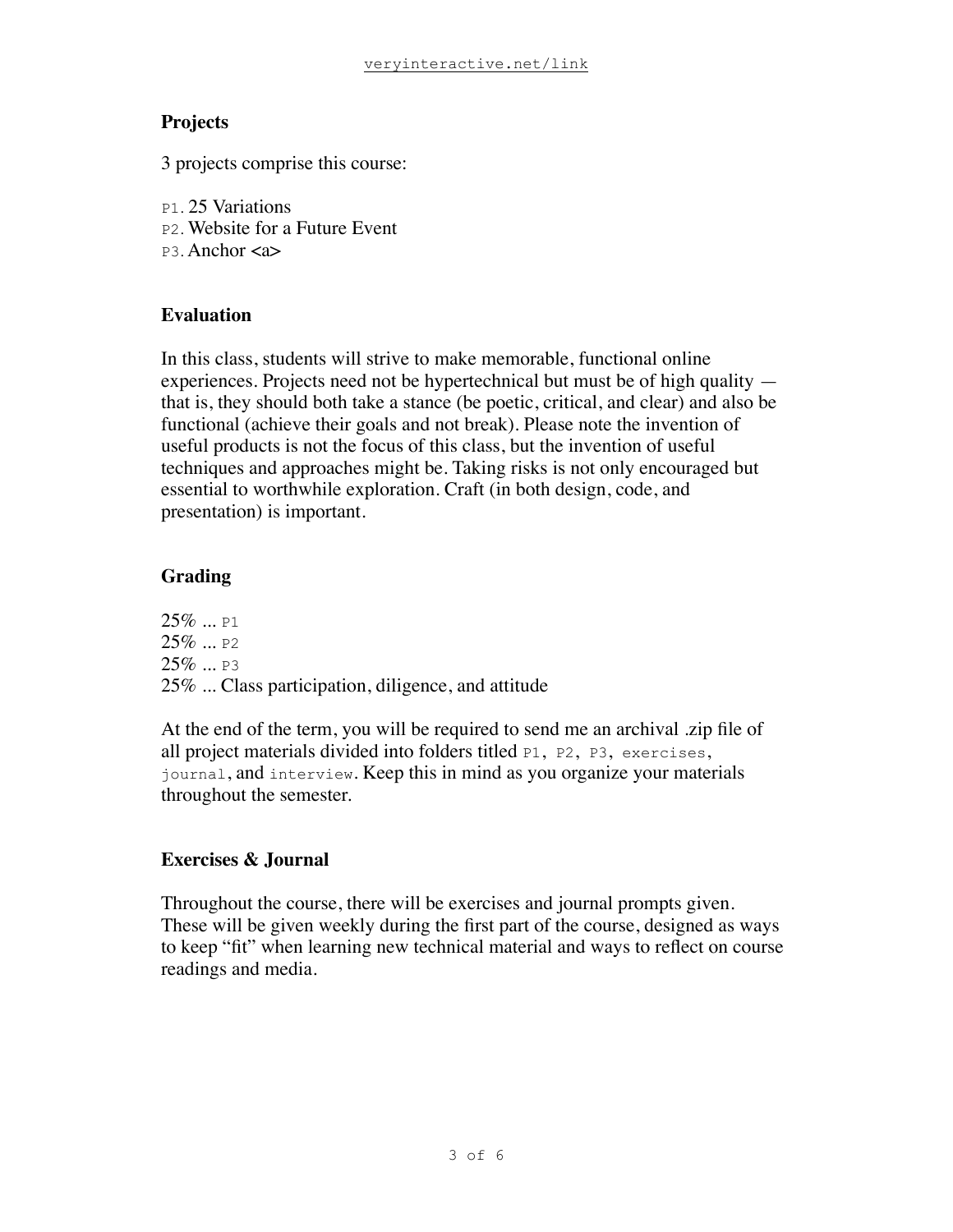### Projects

3 projects comprise this course:

P1. 25 Variations
P2. Website for a Future Event
P3. Anchor <a>

### Evaluation

In this class, students will strive to make memorable, functional online experiences. Projects need not be hypertechnical but must be of high quality — that is, they should both take a stance (be poetic, critical, and clear) and also be functional (achieve their goals and not break). Please note the invention of useful products is not the focus of this class, but the invention of useful techniques and approaches might be. Taking risks is not only encouraged but essential to worthwhile exploration. Craft (in both design, code, and presentation) is important.

### Grading

25% ... P1
25% ... P2
25% ... P3
25% ... Class participation, diligence, and attitude

At the end of the term, you will be required to send me an archival .zip file of all project materials divided into folders titled `P1`, `P2`, `P3`, `exercises`, `journal`, and `interview`. Keep this in mind as you organize your materials throughout the semester.

### Exercises & Journal

Throughout the course, there will be exercises and journal prompts given. These will be given weekly during the first part of the course, designed as ways to keep "fit" when learning new technical material and ways to reflect on course readings and media.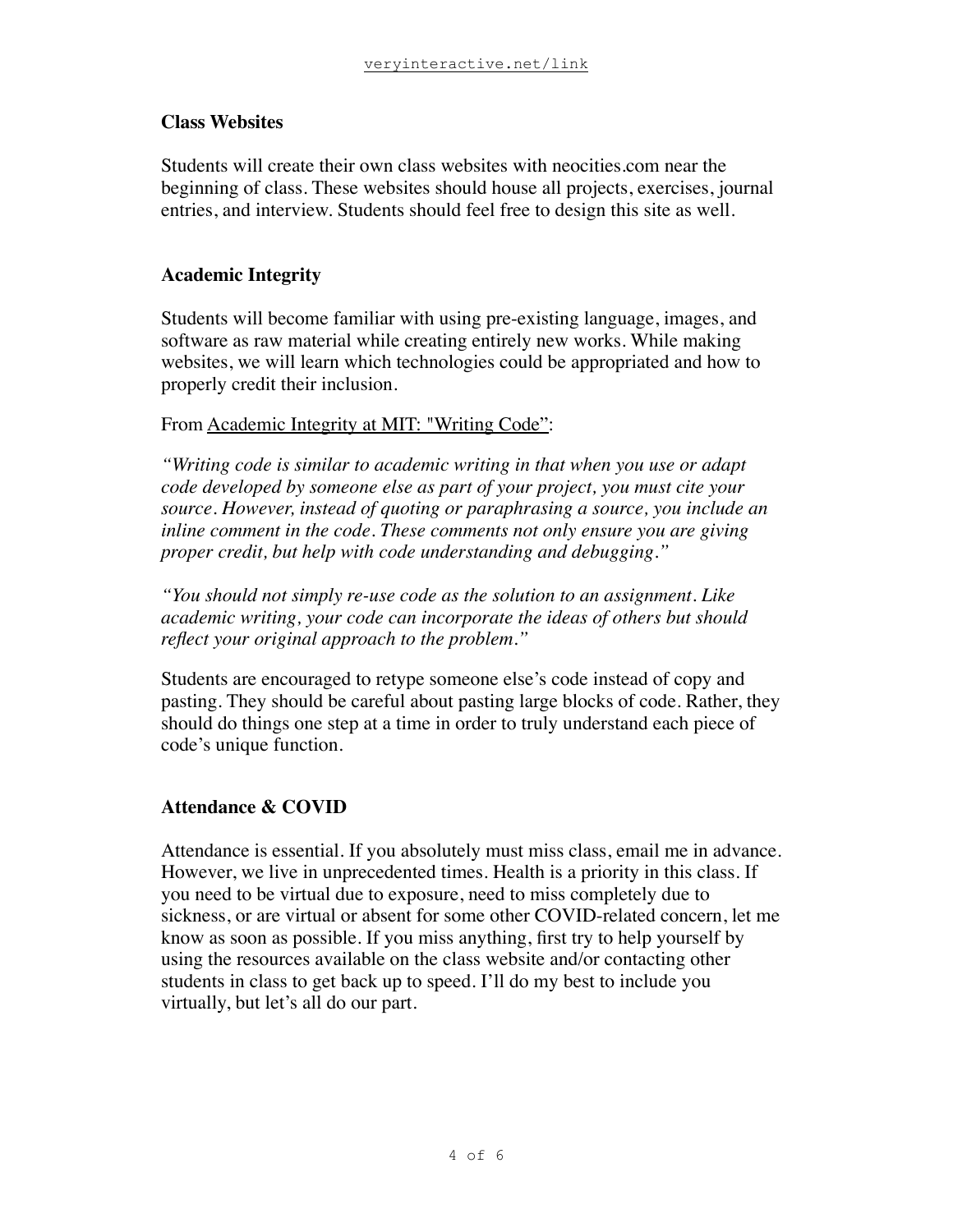## Class Websites

Students will create their own class websites with neocities.com near the beginning of class. These websites should house all projects, exercises, journal entries, and interview. Students should feel free to design this site as well.

## Academic Integrity

Students will become familiar with using pre-existing language, images, and software as raw material while creating entirely new works. While making websites, we will learn which technologies could be appropriated and how to properly credit their inclusion.

From Academic Integrity at MIT: "Writing Code”:

*“Writing code is similar to academic writing in that when you use or adapt code developed by someone else as part of your project, you must cite your source. However, instead of quoting or paraphrasing a source, you include an inline comment in the code. These comments not only ensure you are giving proper credit, but help with code understanding and debugging.”*

*“You should not simply re-use code as the solution to an assignment. Like academic writing, your code can incorporate the ideas of others but should reflect your original approach to the problem.”*

Students are encouraged to retype someone else’s code instead of copy and pasting. They should be careful about pasting large blocks of code. Rather, they should do things one step at a time in order to truly understand each piece of code’s unique function.

## Attendance & COVID

Attendance is essential. If you absolutely must miss class, email me in advance. However, we live in unprecedented times. Health is a priority in this class. If you need to be virtual due to exposure, need to miss completely due to sickness, or are virtual or absent for some other COVID-related concern, let me know as soon as possible. If you miss anything, first try to help yourself by using the resources available on the class website and/or contacting other students in class to get back up to speed. I’ll do my best to include you virtually, but let’s all do our part.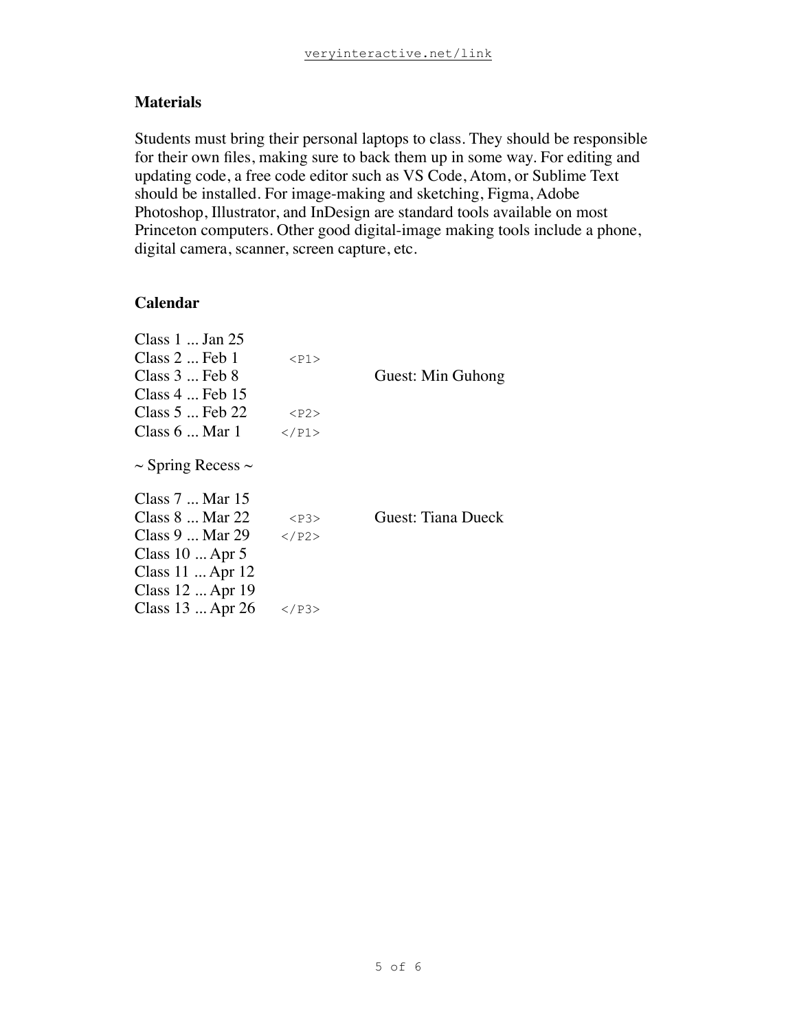## Materials

Students must bring their personal laptops to class. They should be responsible for their own files, making sure to back them up in some way. For editing and updating code, a free code editor such as VS Code, Atom, or Sublime Text should be installed. For image-making and sketching, Figma, Adobe Photoshop, Illustrator, and InDesign are standard tools available on most Princeton computers. Other good digital-image making tools include a phone, digital camera, scanner, screen capture, etc.

## Calendar

| Class | Project | Guest |
| --- | --- | --- |
| Class 1 ... Jan 25 | | |
| Class 2 ... Feb 1 | `<P1>` | |
| Class 3 ... Feb 8 | | Guest: Min Guhong |
| Class 4 ... Feb 15 | | |
| Class 5 ... Feb 22 | `<P2>` | |
| Class 6 ... Mar 1 | `</P1>` | |
| ~ Spring Recess ~ | | |
| Class 7 ... Mar 15 | | |
| Class 8 ... Mar 22 | `<P3>` | Guest: Tiana Dueck |
| Class 9 ... Mar 29 | `</P2>` | |
| Class 10 ... Apr 5 | | |
| Class 11 ... Apr 12 | | |
| Class 12 ... Apr 19 | | |
| Class 13 ... Apr 26 | `</P3>` | |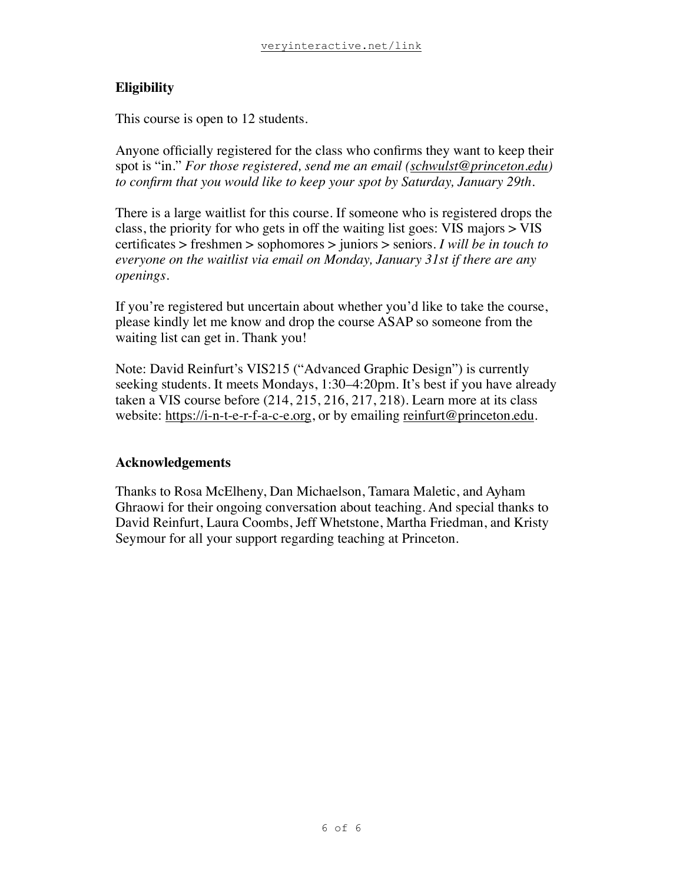## Eligibility

This course is open to 12 students.

Anyone officially registered for the class who confirms they want to keep their spot is "in." *For those registered, send me an email (schwulst@princeton.edu) to confirm that you would like to keep your spot by Saturday, January 29th.*

There is a large waitlist for this course. If someone who is registered drops the class, the priority for who gets in off the waiting list goes: VIS majors > VIS certificates > freshmen > sophomores > juniors > seniors. *I will be in touch to everyone on the waitlist via email on Monday, January 31st if there are any openings.*

If you're registered but uncertain about whether you'd like to take the course, please kindly let me know and drop the course ASAP so someone from the waiting list can get in. Thank you!

Note: David Reinfurt's VIS215 ("Advanced Graphic Design") is currently seeking students. It meets Mondays, 1:30–4:20pm. It's best if you have already taken a VIS course before (214, 215, 216, 217, 218). Learn more at its class website: https://i-n-t-e-r-f-a-c-e.org, or by emailing reinfurt@princeton.edu.

## Acknowledgements

Thanks to Rosa McElheny, Dan Michaelson, Tamara Maletic, and Ayham Ghraowi for their ongoing conversation about teaching. And special thanks to David Reinfurt, Laura Coombs, Jeff Whetstone, Martha Friedman, and Kristy Seymour for all your support regarding teaching at Princeton.